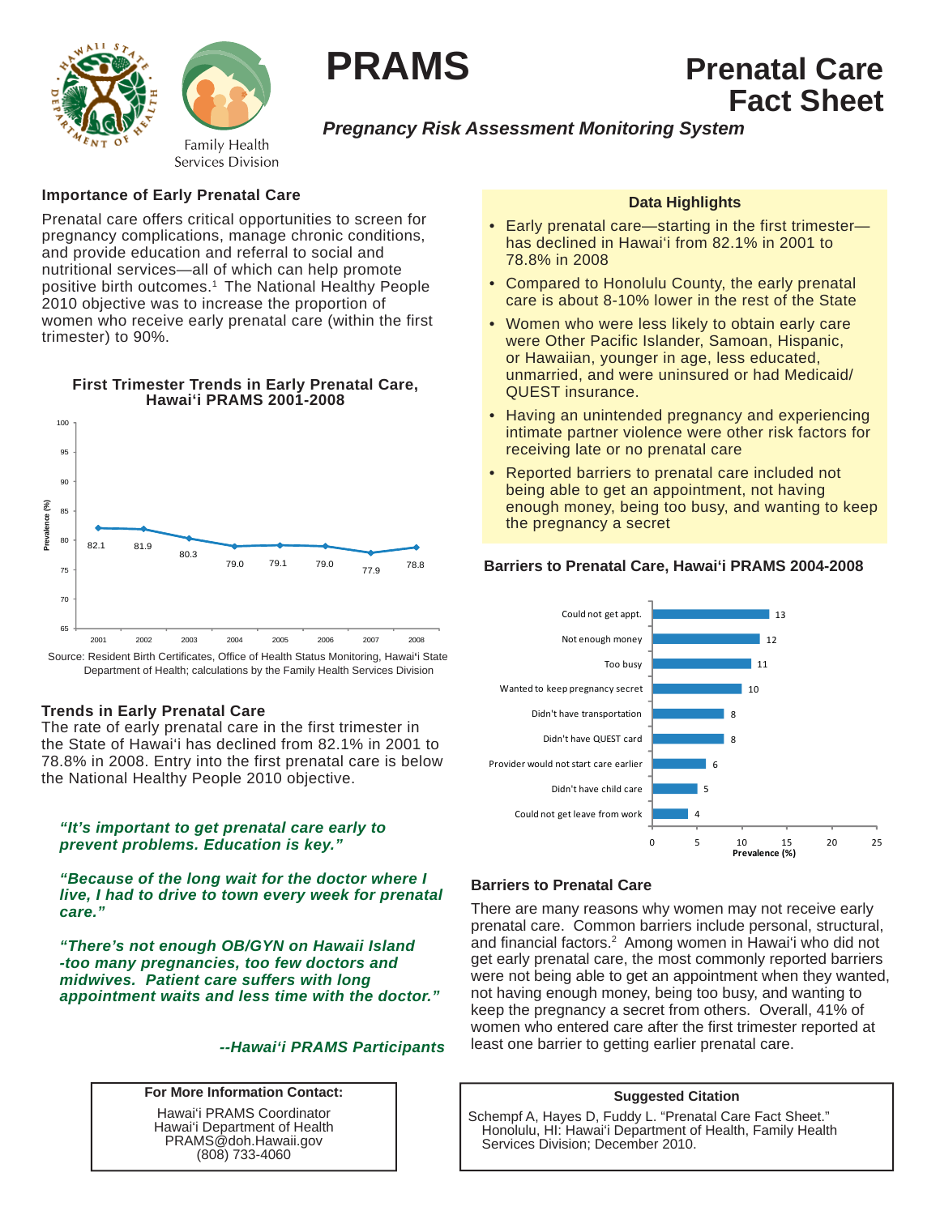# PRAMS

# Prenatal Care Fact Sheet

***Pregnancy Risk Assessment Monitoring System***

Family Health Services Division

## Importance of Early Prenatal Care

Prenatal care offers critical opportunities to screen for pregnancy complications, manage chronic conditions, and provide education and referral to social and nutritional services—all of which can help promote positive birth outcomes.[1] The National Healthy People 2010 objective was to increase the proportion of women who receive early prenatal care (within the first trimester) to 90%.

### First Trimester Trends in Early Prenatal Care, Hawai'i PRAMS 2001-2008

| Year | Prevalence (%) |
|---|---|
| 2001 | 82.1 |
| 2002 | 81.9 |
| 2003 | 80.3 |
| 2004 | 79.0 |
| 2005 | 79.1 |
| 2006 | 79.0 |
| 2007 | 77.9 |
| 2008 | 78.8 |

Source: Resident Birth Certificates, Office of Health Status Monitoring, Hawai'i State Department of Health; calculations by the Family Health Services Division

## Trends in Early Prenatal Care

The rate of early prenatal care in the first trimester in the State of Hawai'i has declined from 82.1% in 2001 to 78.8% in 2008. Entry into the first prenatal care is below the National Healthy People 2010 objective.

***"It's important to get prenatal care early to prevent problems. Education is key."***

***"Because of the long wait for the doctor where I live, I had to drive to town every week for prenatal care."***

***"There's not enough OB/GYN on Hawaii Island -too many pregnancies, too few doctors and midwives. Patient care suffers with long appointment waits and less time with the doctor."***

***--Hawai'i PRAMS Participants***

## Data Highlights

- Early prenatal care—starting in the first trimester—has declined in Hawai'i from 82.1% in 2001 to 78.8% in 2008
- Compared to Honolulu County, the early prenatal care is about 8-10% lower in the rest of the State
- Women who were less likely to obtain early care were Other Pacific Islander, Samoan, Hispanic, or Hawaiian, younger in age, less educated, unmarried, and were uninsured or had Medicaid/ QUEST insurance.
- Having an unintended pregnancy and experiencing intimate partner violence were other risk factors for receiving late or no prenatal care
- Reported barriers to prenatal care included not being able to get an appointment, not having enough money, being too busy, and wanting to keep the pregnancy a secret

### Barriers to Prenatal Care, Hawai'i PRAMS 2004-2008

| Barrier | Prevalence (%) |
|---|---|
| Could not get appt. | 13 |
| Not enough money | 12 |
| Too busy | 11 |
| Wanted to keep pregnancy secret | 10 |
| Didn't have transportation | 8 |
| Didn't have QUEST card | 8 |
| Provider would not start care earlier | 6 |
| Didn't have child care | 5 |
| Could not get leave from work | 4 |

## Barriers to Prenatal Care

There are many reasons why women may not receive early prenatal care. Common barriers include personal, structural, and financial factors.[2] Among women in Hawai'i who did not get early prenatal care, the most commonly reported barriers were not being able to get an appointment when they wanted, not having enough money, being too busy, and wanting to keep the pregnancy a secret from others. Overall, 41% of women who entered care after the first trimester reported at least one barrier to getting earlier prenatal care.

**For More Information Contact:**

Hawai'i PRAMS Coordinator
Hawai'i Department of Health
PRAMS@doh.Hawaii.gov
(808) 733-4060

**Suggested Citation**

Schempf A, Hayes D, Fuddy L. "Prenatal Care Fact Sheet." Honolulu, HI: Hawai'i Department of Health, Family Health Services Division; December 2010.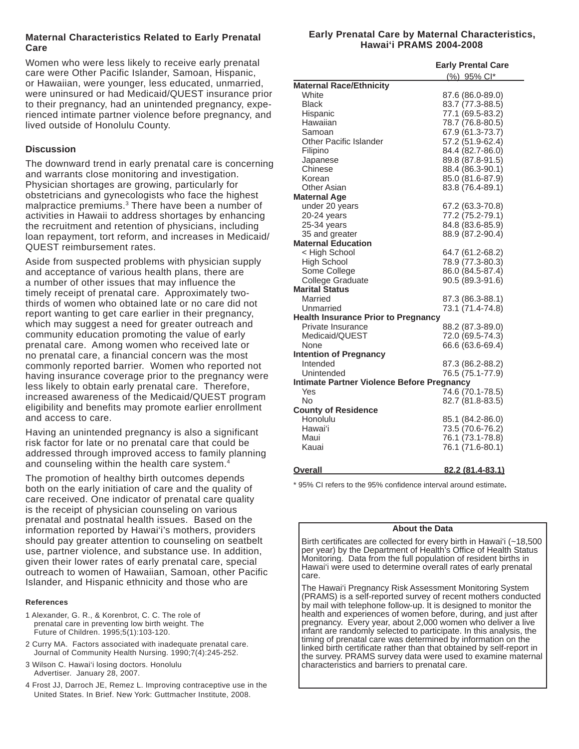### Maternal Characteristics Related to Early Prenatal Care

Women who were less likely to receive early prenatal care were Other Pacific Islander, Samoan, Hispanic, or Hawaiian, were younger, less educated, unmarried, were uninsured or had Medicaid/QUEST insurance prior to their pregnancy, had an unintended pregnancy, experienced intimate partner violence before pregnancy, and lived outside of Honolulu County.

### Discussion

The downward trend in early prenatal care is concerning and warrants close monitoring and investigation. Physician shortages are growing, particularly for obstetricians and gynecologists who face the highest malpractice premiums.[3] There have been a number of activities in Hawaii to address shortages by enhancing the recruitment and retention of physicians, including loan repayment, tort reform, and increases in Medicaid/QUEST reimbursement rates.

Aside from suspected problems with physician supply and acceptance of various health plans, there are a number of other issues that may influence the timely receipt of prenatal care. Approximately two-thirds of women who obtained late or no care did not report wanting to get care earlier in their pregnancy, which may suggest a need for greater outreach and community education promoting the value of early prenatal care. Among women who received late or no prenatal care, a financial concern was the most commonly reported barrier. Women who reported not having insurance coverage prior to the pregnancy were less likely to obtain early prenatal care. Therefore, increased awareness of the Medicaid/QUEST program eligibility and benefits may promote earlier enrollment and access to care.

Having an unintended pregnancy is also a significant risk factor for late or no prenatal care that could be addressed through improved access to family planning and counseling within the health care system.[4]

The promotion of healthy birth outcomes depends both on the early initiation of care and the quality of care received. One indicator of prenatal care quality is the receipt of physician counseling on various prenatal and postnatal health issues. Based on the information reported by Hawai'i's mothers, providers should pay greater attention to counseling on seatbelt use, partner violence, and substance use. In addition, given their lower rates of early prenatal care, special outreach to women of Hawaiian, Samoan, other Pacific Islander, and Hispanic ethnicity and those who are

#### References

1 Alexander, G. R., & Korenbrot, C. C. The role of prenatal care in preventing low birth weight. The Future of Children. 1995;5(1):103-120.

2 Curry MA. Factors associated with inadequate prenatal care. Journal of Community Health Nursing. 1990;7(4):245-252.

3 Wilson C. Hawai'i losing doctors. Honolulu Advertiser. January 28, 2007.

4 Frost JJ, Darroch JE, Remez L. Improving contraceptive use in the United States. In Brief. New York: Guttmacher Institute, 2008.

### Early Prenatal Care by Maternal Characteristics, Hawai'i PRAMS 2004-2008

| | Early Prental Care (%) 95% CI* |
|---|---|
| **Maternal Race/Ethnicity** | |
| White | 87.6 (86.0-89.0) |
| Black | 83.7 (77.3-88.5) |
| Hispanic | 77.1 (69.5-83.2) |
| Hawaiian | 78.7 (76.8-80.5) |
| Samoan | 67.9 (61.3-73.7) |
| Other Pacific Islander | 57.2 (51.9-62.4) |
| Filipino | 84.4 (82.7-86.0) |
| Japanese | 89.8 (87.8-91.5) |
| Chinese | 88.4 (86.3-90.1) |
| Korean | 85.0 (81.6-87.9) |
| Other Asian | 83.8 (76.4-89.1) |
| **Maternal Age** | |
| under 20 years | 67.2 (63.3-70.8) |
| 20-24 years | 77.2 (75.2-79.1) |
| 25-34 years | 84.8 (83.6-85.9) |
| 35 and greater | 88.9 (87.2-90.4) |
| **Maternal Education** | |
| < High School | 64.7 (61.2-68.2) |
| High School | 78.9 (77.3-80.3) |
| Some College | 86.0 (84.5-87.4) |
| College Graduate | 90.5 (89.3-91.6) |
| **Marital Status** | |
| Married | 87.3 (86.3-88.1) |
| Unmarried | 73.1 (71.4-74.8) |
| **Health Insurance Prior to Pregnancy** | |
| Private Insurance | 88.2 (87.3-89.0) |
| Medicaid/QUEST | 72.0 (69.5-74.3) |
| None | 66.6 (63.6-69.4) |
| **Intention of Pregnancy** | |
| Intended | 87.3 (86.2-88.2) |
| Unintended | 76.5 (75.1-77.9) |
| **Intimate Partner Violence Before Pregnancy** | |
| Yes | 74.6 (70.1-78.5) |
| No | 82.7 (81.8-83.5) |
| **County of Residence** | |
| Honolulu | 85.1 (84.2-86.0) |
| Hawai'i | 73.5 (70.6-76.2) |
| Maui | 76.1 (73.1-78.8) |
| Kauai | 76.1 (71.6-80.1) |
| **Overall** | **82.2 (81.4-83.1)** |

\* 95% CI refers to the 95% confidence interval around estimate.

#### About the Data

Birth certificates are collected for every birth in Hawai'i (~18,500 per year) by the Department of Health's Office of Health Status Monitoring. Data from the full population of resident births in Hawai'i were used to determine overall rates of early prenatal care.

The Hawai'i Pregnancy Risk Assessment Monitoring System (PRAMS) is a self-reported survey of recent mothers conducted by mail with telephone follow-up. It is designed to monitor the health and experiences of women before, during, and just after pregnancy. Every year, about 2,000 women who deliver a live infant are randomly selected to participate. In this analysis, the timing of prenatal care was determined by information on the linked birth certificate rather than that obtained by self-report in the survey. PRAMS survey data were used to examine maternal characteristics and barriers to prenatal care.